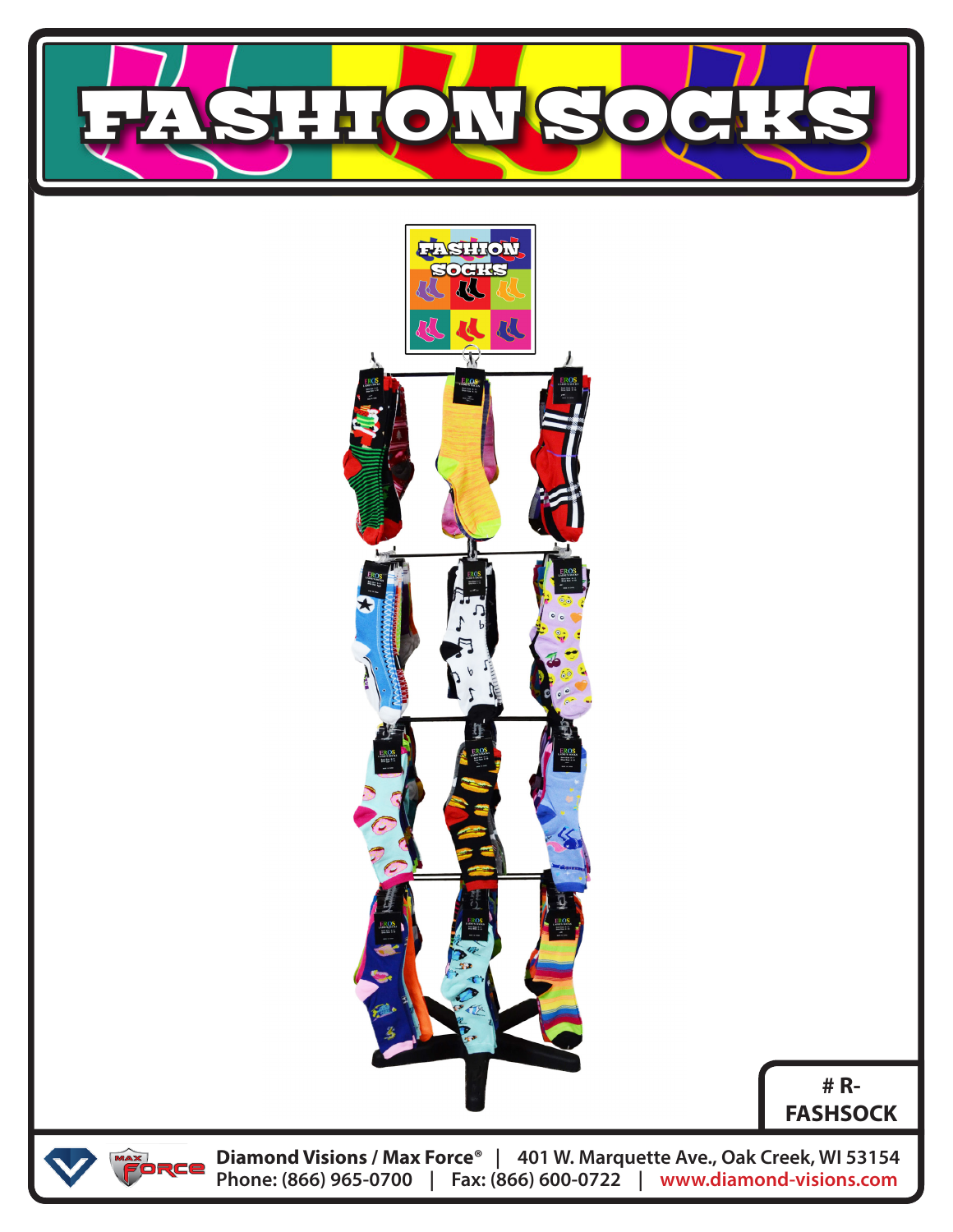# FASHION SOCKS

# R-FASHSOCK

**Diamond Visions / Max Force®** | 401 W. Marquette Ave., Oak Creek, WI 53154
Phone: (866) 965-0700 | Fax: (866) 600-0722 | www.diamond-visions.com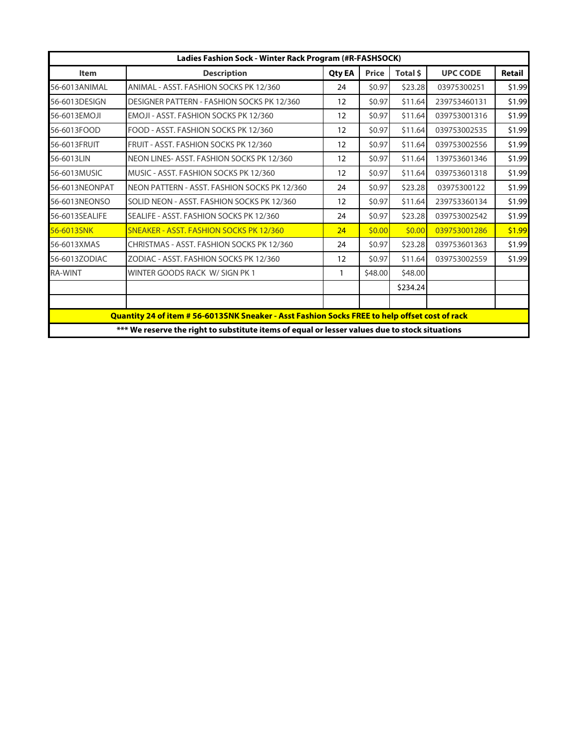| Ladies Fashion Sock - Winter Rack Program (#R-FASHSOCK) | | | | | | |
|---|---|---|---|---|---|---|
| **Item** | **Description** | **Qty EA** | **Price** | **Total $** | **UPC CODE** | **Retail** |
| 56-6013ANIMAL | ANIMAL - ASST. FASHION SOCKS PK 12/360 | 24 | $0.97 | $23.28 | 03975300251 | $1.99 |
| 56-6013DESIGN | DESIGNER PATTERN - FASHION SOCKS PK 12/360 | 12 | $0.97 | $11.64 | 239753460131 | $1.99 |
| 56-6013EMOJI | EMOJI - ASST. FASHION SOCKS PK 12/360 | 12 | $0.97 | $11.64 | 039753001316 | $1.99 |
| 56-6013FOOD | FOOD - ASST. FASHION SOCKS PK 12/360 | 12 | $0.97 | $11.64 | 039753002535 | $1.99 |
| 56-6013FRUIT | FRUIT - ASST. FASHION SOCKS PK 12/360 | 12 | $0.97 | $11.64 | 039753002556 | $1.99 |
| 56-6013LIN | NEON LINES- ASST. FASHION SOCKS PK 12/360 | 12 | $0.97 | $11.64 | 139753601346 | $1.99 |
| 56-6013MUSIC | MUSIC - ASST. FASHION SOCKS PK 12/360 | 12 | $0.97 | $11.64 | 039753601318 | $1.99 |
| 56-6013NEONPAT | NEON PATTERN - ASST. FASHION SOCKS PK 12/360 | 24 | $0.97 | $23.28 | 03975300122 | $1.99 |
| 56-6013NEONSO | SOLID NEON - ASST. FASHION SOCKS PK 12/360 | 12 | $0.97 | $11.64 | 239753360134 | $1.99 |
| 56-6013SEALIFE | SEALIFE - ASST. FASHION SOCKS PK 12/360 | 24 | $0.97 | $23.28 | 039753002542 | $1.99 |
| 56-6013SNK | SNEAKER - ASST. FASHION SOCKS PK 12/360 | 24 | $0.00 | $0.00 | 039753001286 | $1.99 |
| 56-6013XMAS | CHRISTMAS - ASST. FASHION SOCKS PK 12/360 | 24 | $0.97 | $23.28 | 039753601363 | $1.99 |
| 56-6013ZODIAC | ZODIAC - ASST. FASHION SOCKS PK 12/360 | 12 | $0.97 | $11.64 | 039753002559 | $1.99 |
| RA-WINT | WINTER GOODS RACK W/ SIGN PK 1 | 1 | $48.00 | $48.00 | | |
| | | | | $234.24 | | |
| | | | | | | |

**Quantity 24 of item # 56-6013SNK Sneaker - Asst Fashion Socks FREE to help offset cost of rack**

**\*\*\* We reserve the right to substitute items of equal or lesser values due to stock situations**